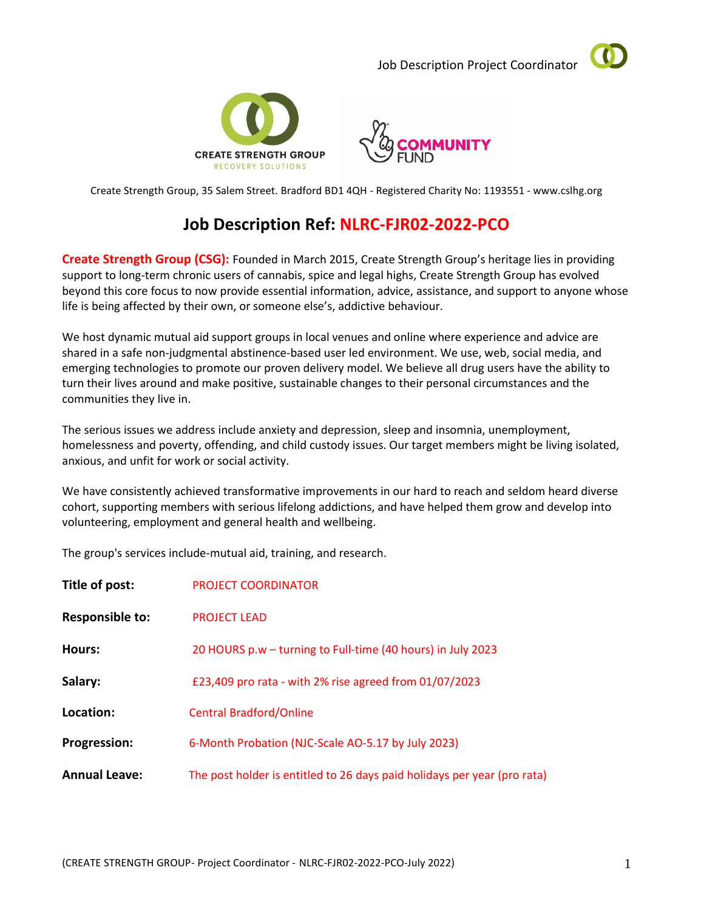Create Strength Group, 35 Salem Street. Bradford BD1 4QH - Registered Charity No: 1193551 - www.cslhg.org

# Job Description Ref: NLRC-FJR02-2022-PCO

**Create Strength Group (CSG):** Founded in March 2015, Create Strength Group's heritage lies in providing support to long-term chronic users of cannabis, spice and legal highs, Create Strength Group has evolved beyond this core focus to now provide essential information, advice, assistance, and support to anyone whose life is being affected by their own, or someone else's, addictive behaviour.

We host dynamic mutual aid support groups in local venues and online where experience and advice are shared in a safe non-judgmental abstinence-based user led environment. We use, web, social media, and emerging technologies to promote our proven delivery model. We believe all drug users have the ability to turn their lives around and make positive, sustainable changes to their personal circumstances and the communities they live in.

The serious issues we address include anxiety and depression, sleep and insomnia, unemployment, homelessness and poverty, offending, and child custody issues. Our target members might be living isolated, anxious, and unfit for work or social activity.

We have consistently achieved transformative improvements in our hard to reach and seldom heard diverse cohort, supporting members with serious lifelong addictions, and have helped them grow and develop into volunteering, employment and general health and wellbeing.

The group's services include-mutual aid, training, and research.

| | |
|---|---|
| **Title of post:** | PROJECT COORDINATOR |
| **Responsible to:** | PROJECT LEAD |
| **Hours:** | 20 HOURS p.w – turning to Full-time (40 hours) in July 2023 |
| **Salary:** | £23,409 pro rata - with 2% rise agreed from 01/07/2023 |
| **Location:** | Central Bradford/Online |
| **Progression:** | 6-Month Probation (NJC-Scale AO-5.17 by July 2023) |
| **Annual Leave:** | The post holder is entitled to 26 days paid holidays per year (pro rata) |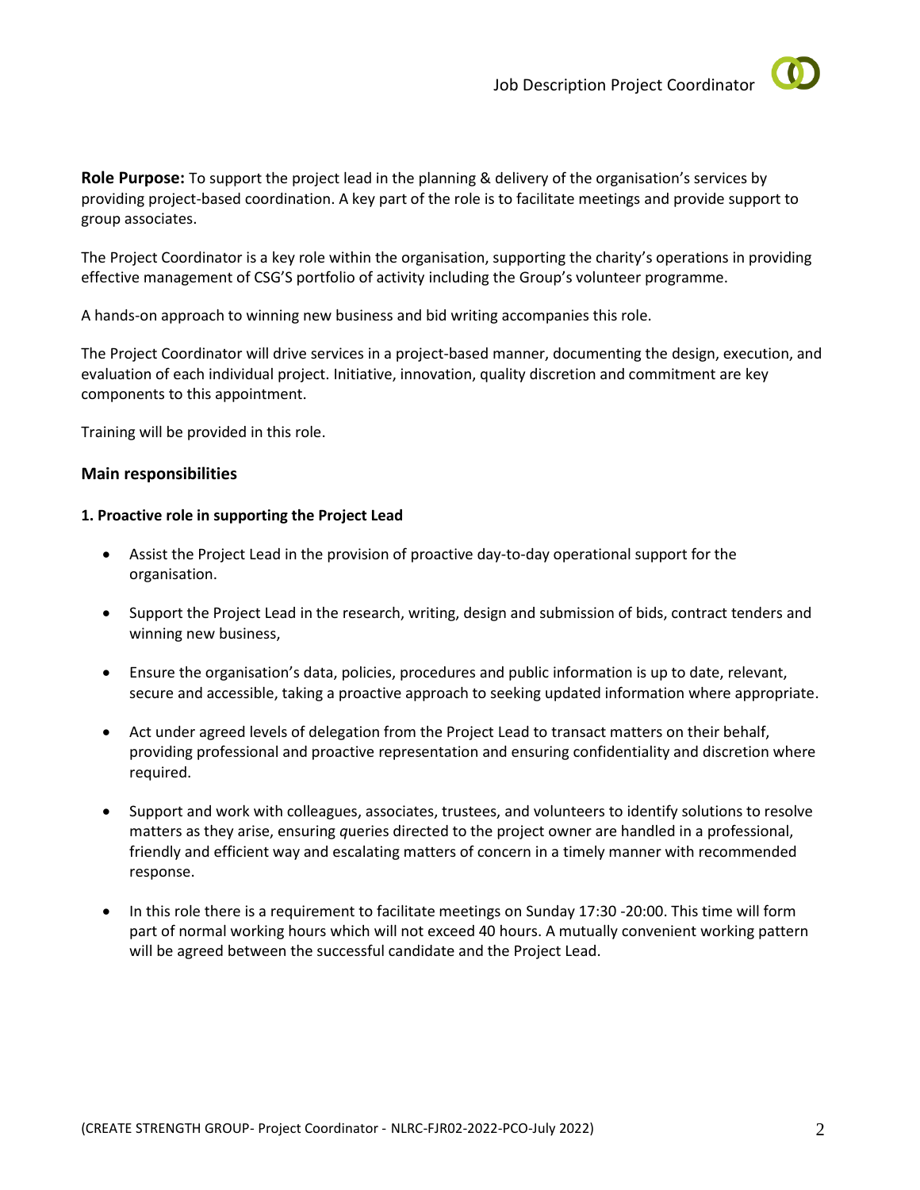**Role Purpose:** To support the project lead in the planning & delivery of the organisation's services by providing project-based coordination. A key part of the role is to facilitate meetings and provide support to group associates.

The Project Coordinator is a key role within the organisation, supporting the charity's operations in providing effective management of CSG'S portfolio of activity including the Group's volunteer programme.

A hands-on approach to winning new business and bid writing accompanies this role.

The Project Coordinator will drive services in a project-based manner, documenting the design, execution, and evaluation of each individual project. Initiative, innovation, quality discretion and commitment are key components to this appointment.

Training will be provided in this role.

### Main responsibilities

#### 1. Proactive role in supporting the Project Lead

- Assist the Project Lead in the provision of proactive day-to-day operational support for the organisation.
- Support the Project Lead in the research, writing, design and submission of bids, contract tenders and winning new business,
- Ensure the organisation's data, policies, procedures and public information is up to date, relevant, secure and accessible, taking a proactive approach to seeking updated information where appropriate.
- Act under agreed levels of delegation from the Project Lead to transact matters on their behalf, providing professional and proactive representation and ensuring confidentiality and discretion where required.
- Support and work with colleagues, associates, trustees, and volunteers to identify solutions to resolve matters as they arise, ensuring *q*ueries directed to the project owner are handled in a professional, friendly and efficient way and escalating matters of concern in a timely manner with recommended response.
- In this role there is a requirement to facilitate meetings on Sunday 17:30 -20:00. This time will form part of normal working hours which will not exceed 40 hours. A mutually convenient working pattern will be agreed between the successful candidate and the Project Lead.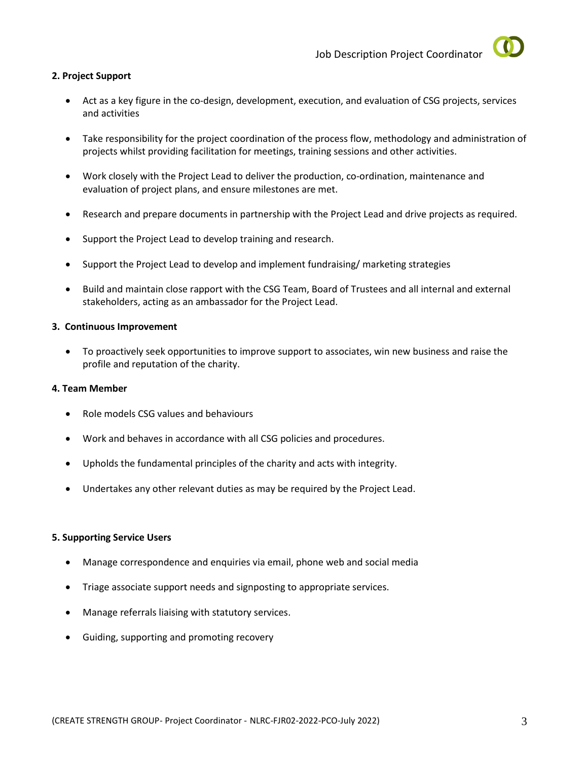**2. Project Support**

- Act as a key figure in the co-design, development, execution, and evaluation of CSG projects, services and activities
- Take responsibility for the project coordination of the process flow, methodology and administration of projects whilst providing facilitation for meetings, training sessions and other activities.
- Work closely with the Project Lead to deliver the production, co-ordination, maintenance and evaluation of project plans, and ensure milestones are met.
- Research and prepare documents in partnership with the Project Lead and drive projects as required.
- Support the Project Lead to develop training and research.
- Support the Project Lead to develop and implement fundraising/ marketing strategies
- Build and maintain close rapport with the CSG Team, Board of Trustees and all internal and external stakeholders, acting as an ambassador for the Project Lead.

**3. Continuous Improvement**

- To proactively seek opportunities to improve support to associates, win new business and raise the profile and reputation of the charity.

**4. Team Member**

- Role models CSG values and behaviours
- Work and behaves in accordance with all CSG policies and procedures.
- Upholds the fundamental principles of the charity and acts with integrity.
- Undertakes any other relevant duties as may be required by the Project Lead.

**5. Supporting Service Users**

- Manage correspondence and enquiries via email, phone web and social media
- Triage associate support needs and signposting to appropriate services.
- Manage referrals liaising with statutory services.
- Guiding, supporting and promoting recovery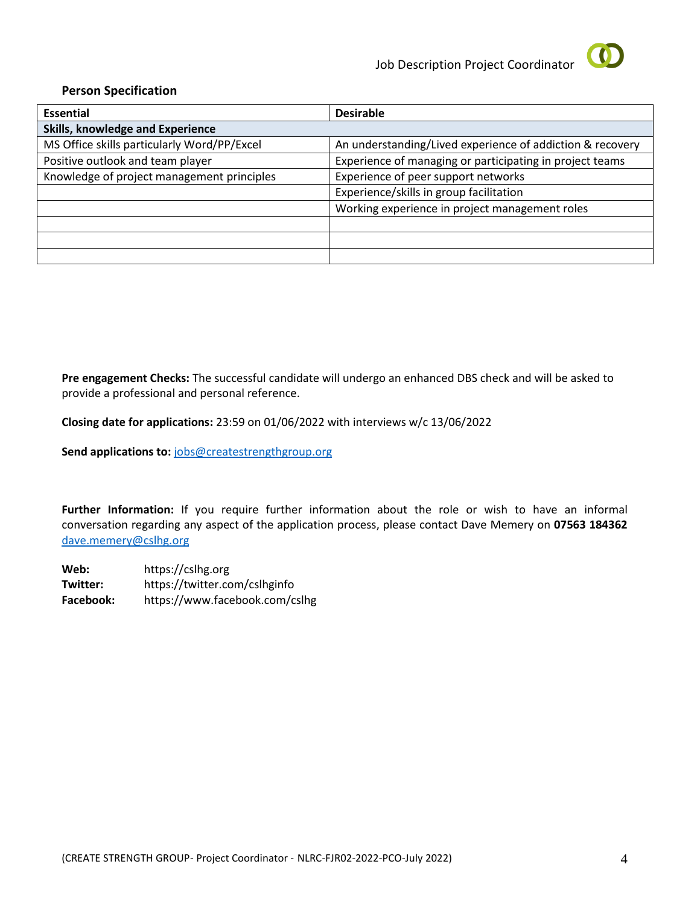**Person Specification**

| Essential | Desirable |
|---|---|
| **Skills, knowledge and Experience** | |
| MS Office skills particularly Word/PP/Excel | An understanding/Lived experience of addiction & recovery |
| Positive outlook and team player | Experience of managing or participating in project teams |
| Knowledge of project management principles | Experience of peer support networks |
| | Experience/skills in group facilitation |
| | Working experience in project management roles |
| | |
| | |
| | |

**Pre engagement Checks:** The successful candidate will undergo an enhanced DBS check and will be asked to provide a professional and personal reference.

**Closing date for applications:** 23:59 on 01/06/2022 with interviews w/c 13/06/2022

**Send applications to:** jobs@createstrengthgroup.org

**Further Information:** If you require further information about the role or wish to have an informal conversation regarding any aspect of the application process, please contact Dave Memery on **07563 184362** dave.memery@cslhg.org

**Web:** https://cslhg.org
**Twitter:** https://twitter.com/cslhginfo
**Facebook:** https://www.facebook.com/cslhg